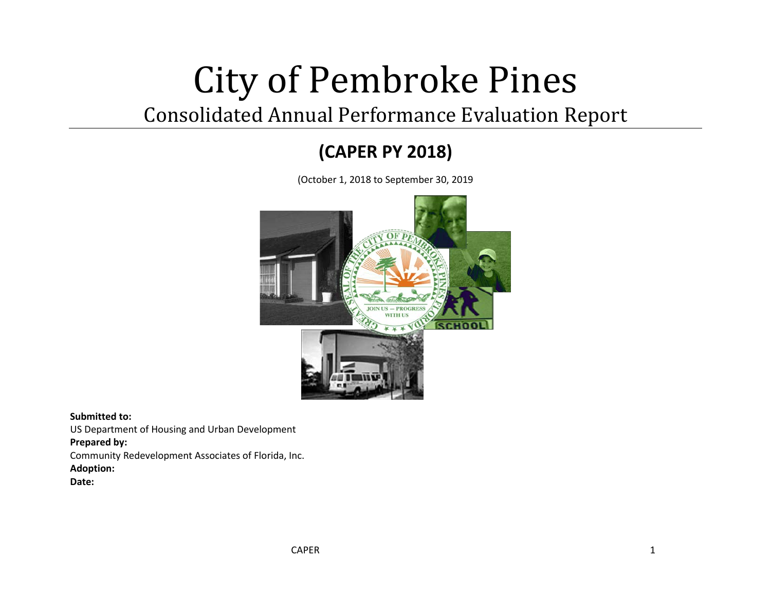# City of Pembroke Pines

## Consolidated Annual Performance Evaluation Report

## (CAPER PY 2018)

(October 1, 2018 to September 30, 2019

**Submitted to:**
US Department of Housing and Urban Development
**Prepared by:**
Community Redevelopment Associates of Florida, Inc.
**Adoption:**
**Date:**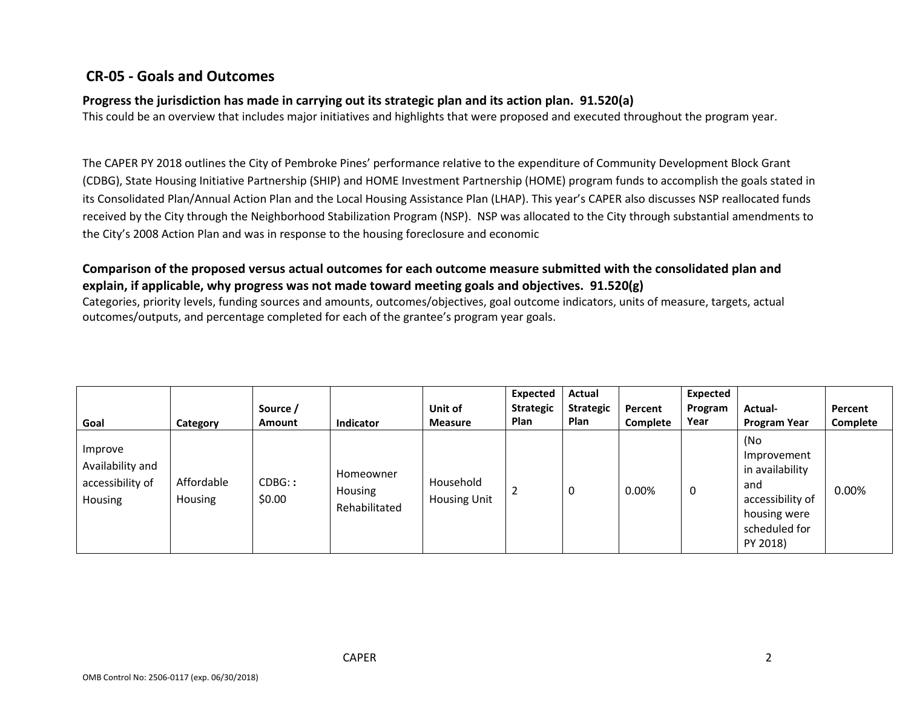## CR-05 - Goals and Outcomes

**Progress the jurisdiction has made in carrying out its strategic plan and its action plan. 91.520(a)**

This could be an overview that includes major initiatives and highlights that were proposed and executed throughout the program year.

The CAPER PY 2018 outlines the City of Pembroke Pines' performance relative to the expenditure of Community Development Block Grant (CDBG), State Housing Initiative Partnership (SHIP) and HOME Investment Partnership (HOME) program funds to accomplish the goals stated in its Consolidated Plan/Annual Action Plan and the Local Housing Assistance Plan (LHAP). This year's CAPER also discusses NSP reallocated funds received by the City through the Neighborhood Stabilization Program (NSP). NSP was allocated to the City through substantial amendments to the City's 2008 Action Plan and was in response to the housing foreclosure and economic

**Comparison of the proposed versus actual outcomes for each outcome measure submitted with the consolidated plan and explain, if applicable, why progress was not made toward meeting goals and objectives. 91.520(g)**

Categories, priority levels, funding sources and amounts, outcomes/objectives, goal outcome indicators, units of measure, targets, actual outcomes/outputs, and percentage completed for each of the grantee's program year goals.

| Goal | Category | Source / Amount | Indicator | Unit of Measure | Expected Strategic Plan | Actual Strategic Plan | Percent Complete | Expected Program Year | Actual- Program Year | Percent Complete |
|---|---|---|---|---|---|---|---|---|---|---|
| Improve Availability and accessibility of Housing | Affordable Housing | CDBG: : $0.00 | Homeowner Housing Rehabilitated | Household Housing Unit | 2 | 0 | 0.00% | 0 | (No Improvement in availability and accessibility of housing were scheduled for PY 2018) | 0.00% |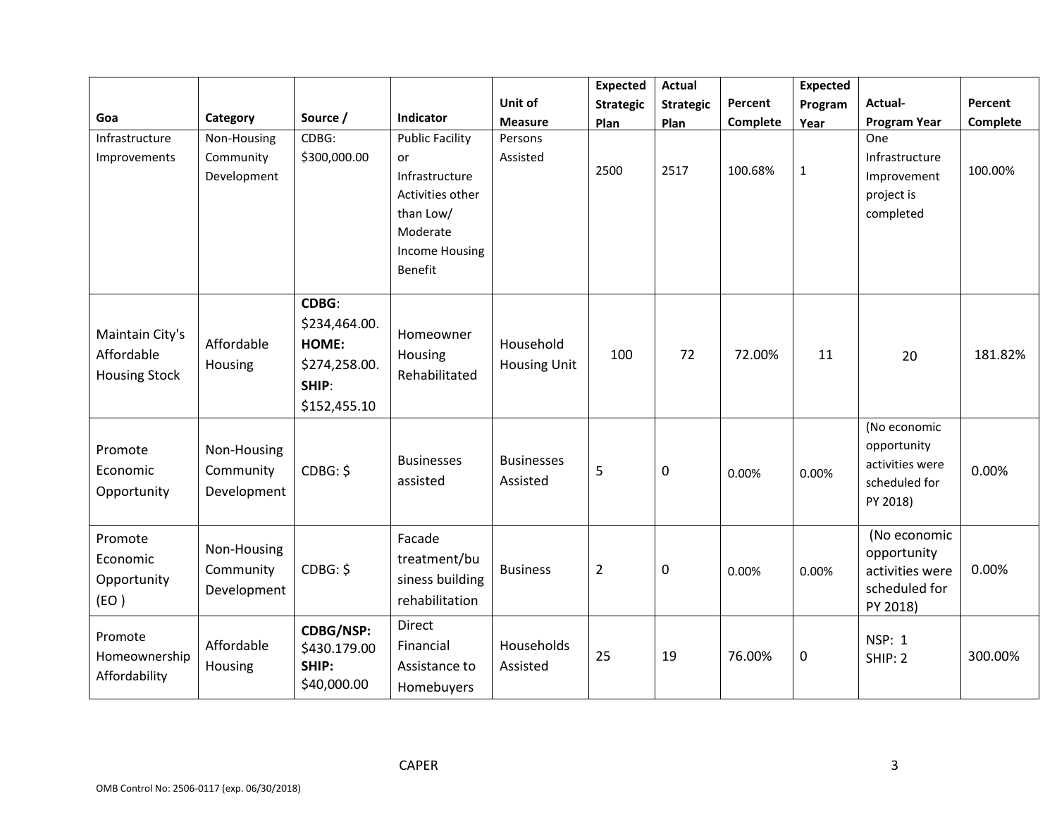| Goa | Category | Source / | Indicator | Unit of Measure | Expected Strategic Plan | Actual Strategic Plan | Percent Complete | Expected Program Year | Actual-Program Year | Percent Complete |
|---|---|---|---|---|---|---|---|---|---|---|
| Infrastructure Improvements | Non-Housing Community Development | CDBG: $300,000.00 | Public Facility or Infrastructure Activities other than Low/ Moderate Income Housing Benefit | Persons Assisted | 2500 | 2517 | 100.68% | 1 | One Infrastructure Improvement project is completed | 100.00% |
| Maintain City's Affordable Housing Stock | Affordable Housing | **CDBG**: $234,464.00. **HOME:** $274,258.00. **SHIP**: $152,455.10 | Homeowner Housing Rehabilitated | Household Housing Unit | 100 | 72 | 72.00% | 11 | 20 | 181.82% |
| Promote Economic Opportunity | Non-Housing Community Development | CDBG: $ | Businesses assisted | Businesses Assisted | 5 | 0 | 0.00% | 0.00% | (No economic opportunity activities were scheduled for PY 2018) | 0.00% |
| Promote Economic Opportunity (EO ) | Non-Housing Community Development | CDBG: $ | Facade treatment/business building rehabilitation | Business | 2 | 0 | 0.00% | 0.00% | (No economic opportunity activities were scheduled for PY 2018) | 0.00% |
| Promote Homeownership Affordability | Affordable Housing | **CDBG/NSP:** $430.179.00 **SHIP:** $40,000.00 | Direct Financial Assistance to Homebuyers | Households Assisted | 25 | 19 | 76.00% | 0 | NSP: 1 SHIP: 2 | 300.00% |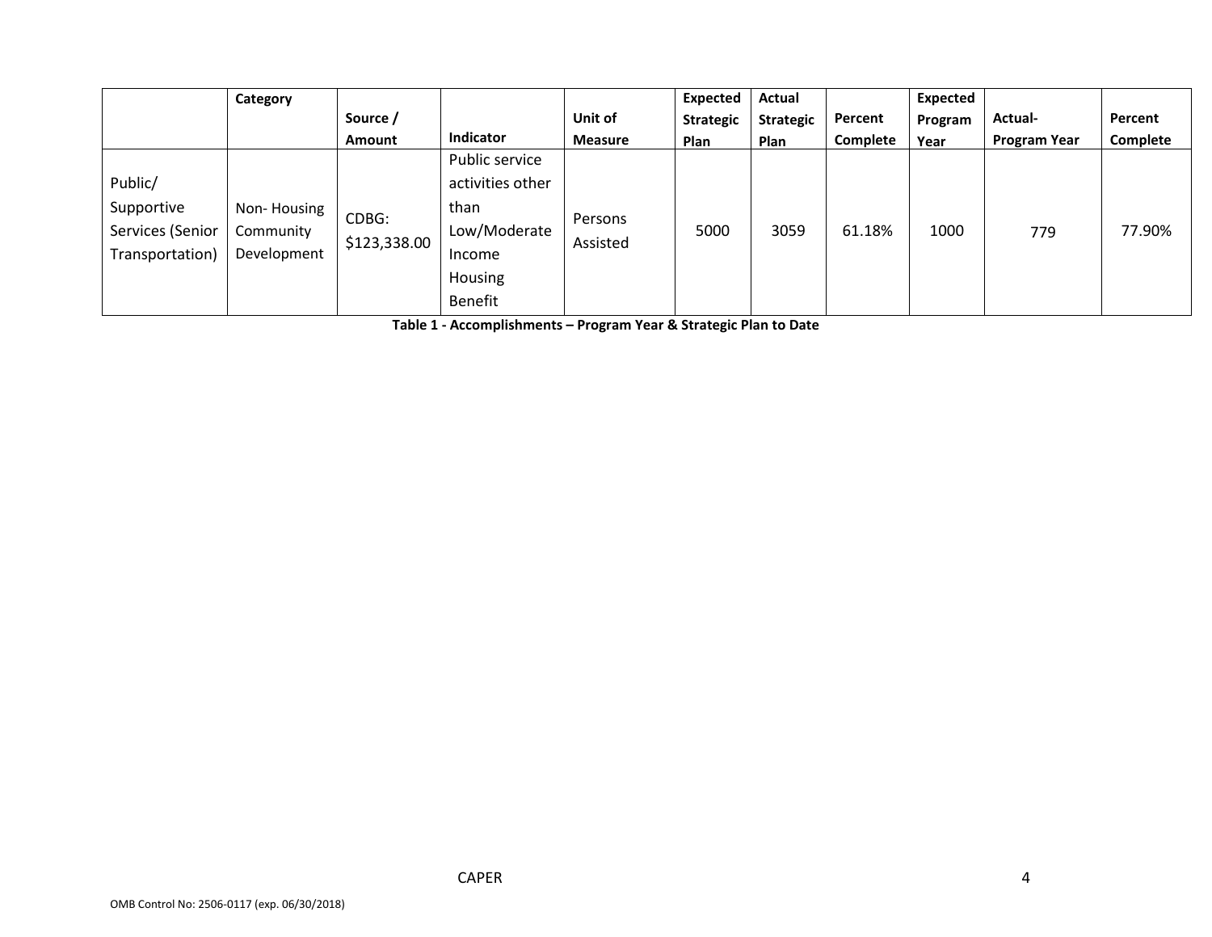| | Category | Source / Amount | Indicator | Unit of Measure | Expected Strategic Plan | Actual Strategic Plan | Percent Complete | Expected Program Year | Actual- Program Year | Percent Complete |
|---|---|---|---|---|---|---|---|---|---|---|
| Public/ Supportive Services (Senior Transportation) | Non- Housing Community Development | CDBG: $123,338.00 | Public service activities other than Low/Moderate Income Housing Benefit | Persons Assisted | 5000 | 3059 | 61.18% | 1000 | 779 | 77.90% |

**Table 1 - Accomplishments – Program Year & Strategic Plan to Date**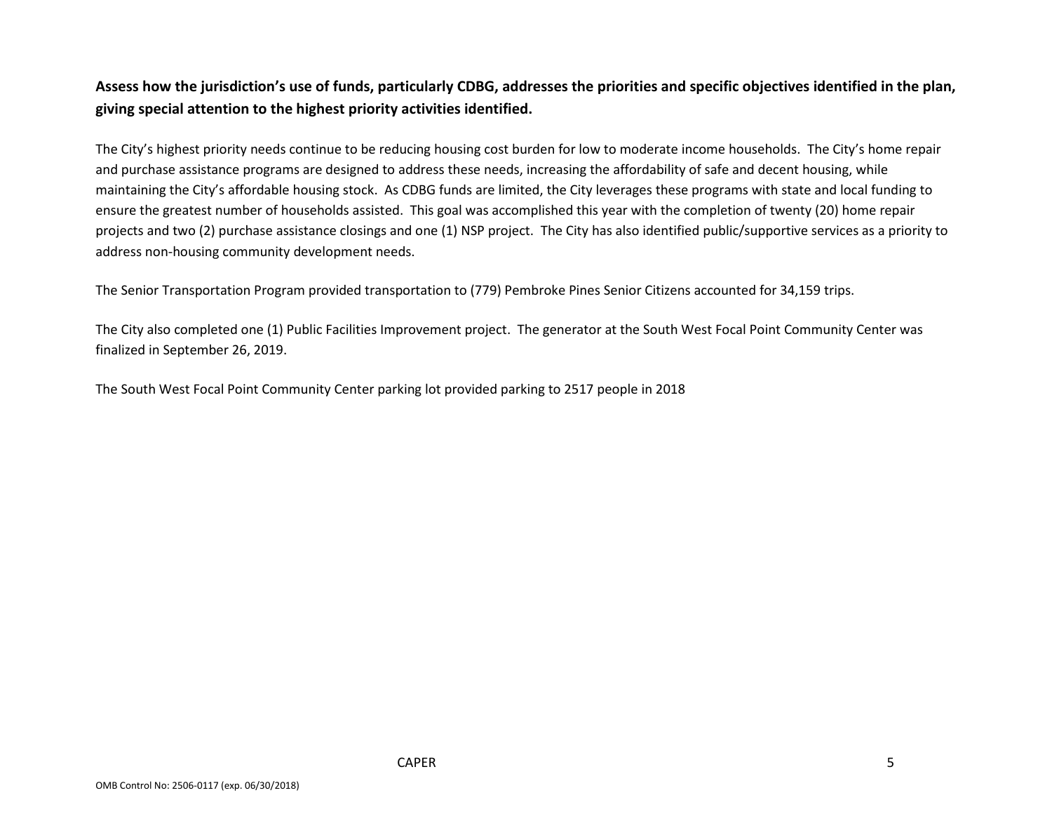**Assess how the jurisdiction's use of funds, particularly CDBG, addresses the priorities and specific objectives identified in the plan, giving special attention to the highest priority activities identified.**

The City's highest priority needs continue to be reducing housing cost burden for low to moderate income households. The City's home repair and purchase assistance programs are designed to address these needs, increasing the affordability of safe and decent housing, while maintaining the City's affordable housing stock. As CDBG funds are limited, the City leverages these programs with state and local funding to ensure the greatest number of households assisted. This goal was accomplished this year with the completion of twenty (20) home repair projects and two (2) purchase assistance closings and one (1) NSP project. The City has also identified public/supportive services as a priority to address non-housing community development needs.

The Senior Transportation Program provided transportation to (779) Pembroke Pines Senior Citizens accounted for 34,159 trips.

The City also completed one (1) Public Facilities Improvement project. The generator at the South West Focal Point Community Center was finalized in September 26, 2019.

The South West Focal Point Community Center parking lot provided parking to 2517 people in 2018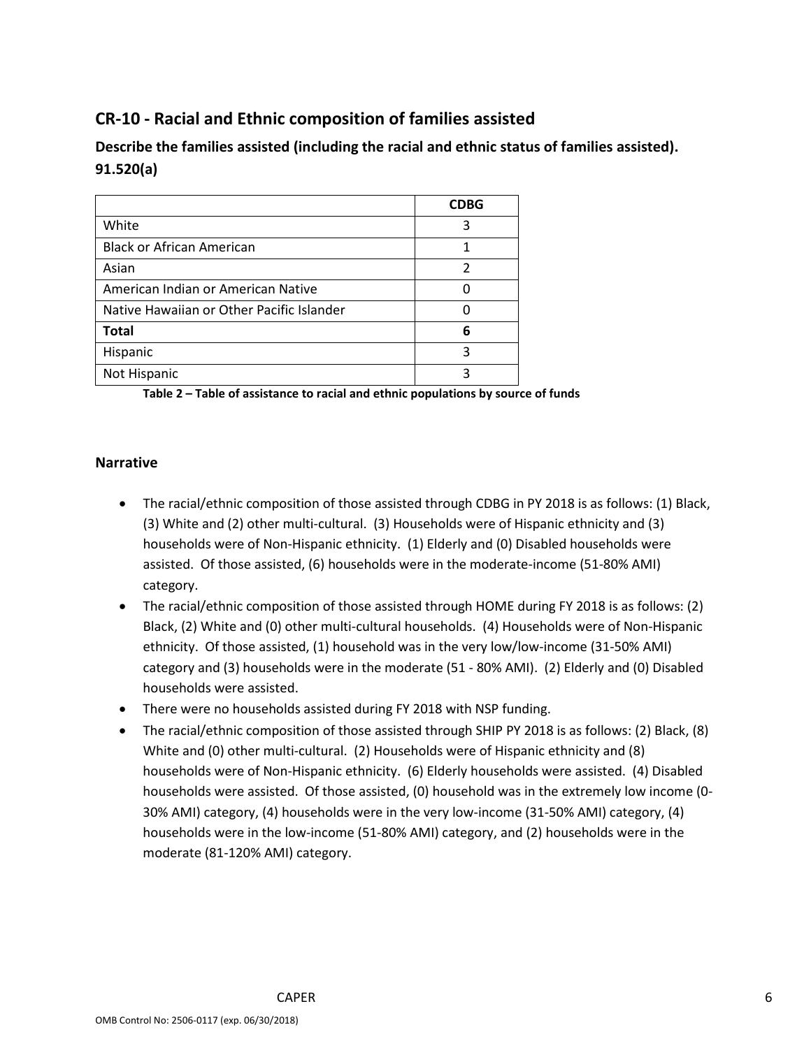## CR-10 - Racial and Ethnic composition of families assisted

### Describe the families assisted (including the racial and ethnic status of families assisted). 91.520(a)

| | CDBG |
|---|---|
| White | 3 |
| Black or African American | 1 |
| Asian | 2 |
| American Indian or American Native | 0 |
| Native Hawaiian or Other Pacific Islander | 0 |
| **Total** | **6** |
| Hispanic | 3 |
| Not Hispanic | 3 |

**Table 2 – Table of assistance to racial and ethnic populations by source of funds**

### Narrative

- The racial/ethnic composition of those assisted through CDBG in PY 2018 is as follows: (1) Black, (3) White and (2) other multi-cultural. (3) Households were of Hispanic ethnicity and (3) households were of Non-Hispanic ethnicity. (1) Elderly and (0) Disabled households were assisted. Of those assisted, (6) households were in the moderate-income (51-80% AMI) category.
- The racial/ethnic composition of those assisted through HOME during FY 2018 is as follows: (2) Black, (2) White and (0) other multi-cultural households. (4) Households were of Non-Hispanic ethnicity. Of those assisted, (1) household was in the very low/low-income (31-50% AMI) category and (3) households were in the moderate (51 - 80% AMI). (2) Elderly and (0) Disabled households were assisted.
- There were no households assisted during FY 2018 with NSP funding.
- The racial/ethnic composition of those assisted through SHIP PY 2018 is as follows: (2) Black, (8) White and (0) other multi-cultural. (2) Households were of Hispanic ethnicity and (8) households were of Non-Hispanic ethnicity. (6) Elderly households were assisted. (4) Disabled households were assisted. Of those assisted, (0) household was in the extremely low income (0-30% AMI) category, (4) households were in the very low-income (31-50% AMI) category, (4) households were in the low-income (51-80% AMI) category, and (2) households were in the moderate (81-120% AMI) category.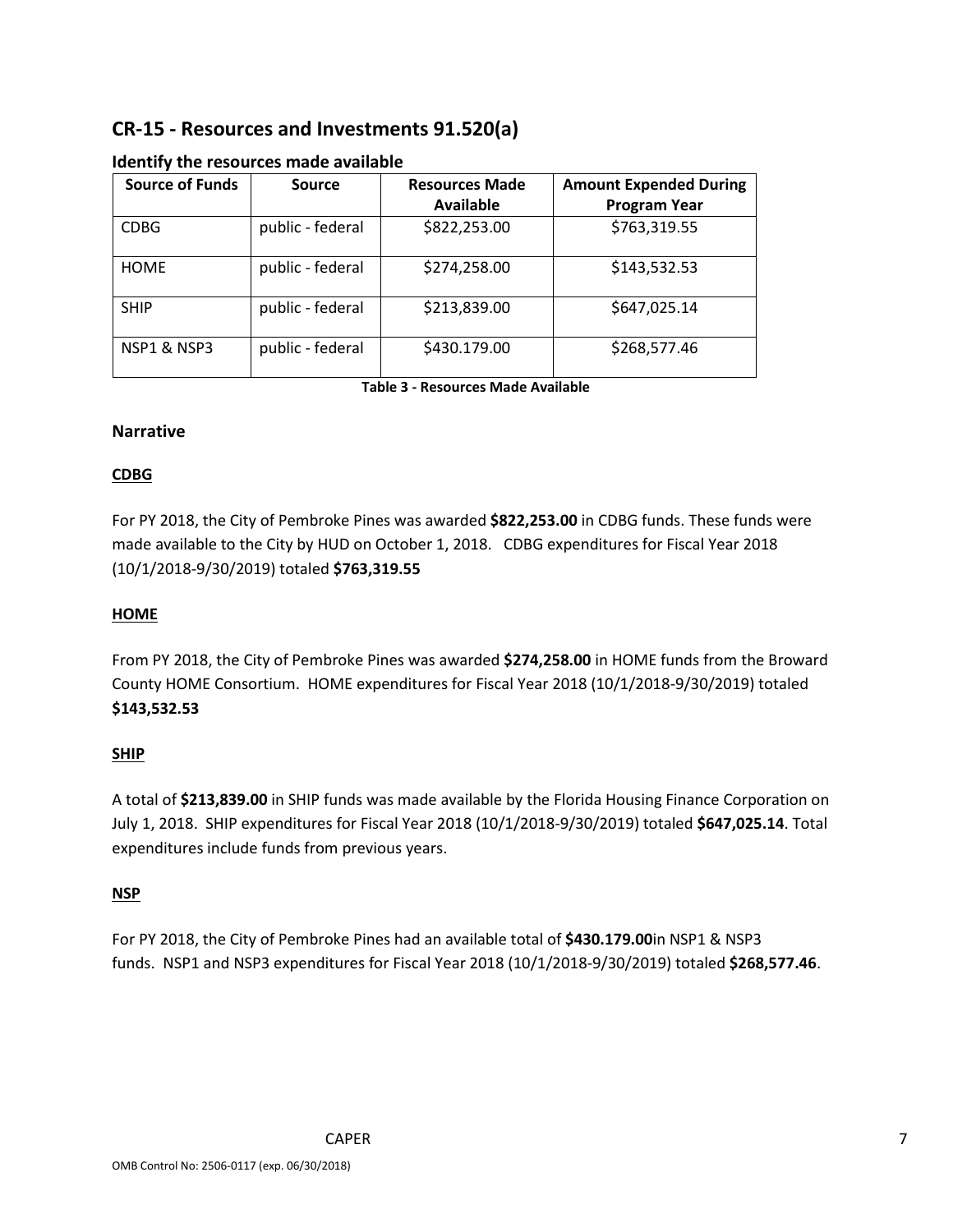## CR-15 - Resources and Investments 91.520(a)

### Identify the resources made available

| Source of Funds | Source | Resources Made Available | Amount Expended During Program Year |
|---|---|---|---|
| CDBG | public - federal | $822,253.00 | $763,319.55 |
| HOME | public - federal | $274,258.00 | $143,532.53 |
| SHIP | public - federal | $213,839.00 | $647,025.14 |
| NSP1 & NSP3 | public - federal | $430.179.00 | $268,577.46 |

**Table 3 - Resources Made Available**

### Narrative

**CDBG**

For PY 2018, the City of Pembroke Pines was awarded **$822,253.00** in CDBG funds. These funds were made available to the City by HUD on October 1, 2018. CDBG expenditures for Fiscal Year 2018 (10/1/2018-9/30/2019) totaled **$763,319.55**

**HOME**

From PY 2018, the City of Pembroke Pines was awarded **$274,258.00** in HOME funds from the Broward County HOME Consortium. HOME expenditures for Fiscal Year 2018 (10/1/2018-9/30/2019) totaled **$143,532.53**

**SHIP**

A total of **$213,839.00** in SHIP funds was made available by the Florida Housing Finance Corporation on July 1, 2018. SHIP expenditures for Fiscal Year 2018 (10/1/2018-9/30/2019) totaled **$647,025.14**. Total expenditures include funds from previous years.

**NSP**

For PY 2018, the City of Pembroke Pines had an available total of **$430.179.00**in NSP1 & NSP3 funds. NSP1 and NSP3 expenditures for Fiscal Year 2018 (10/1/2018-9/30/2019) totaled **$268,577.46**.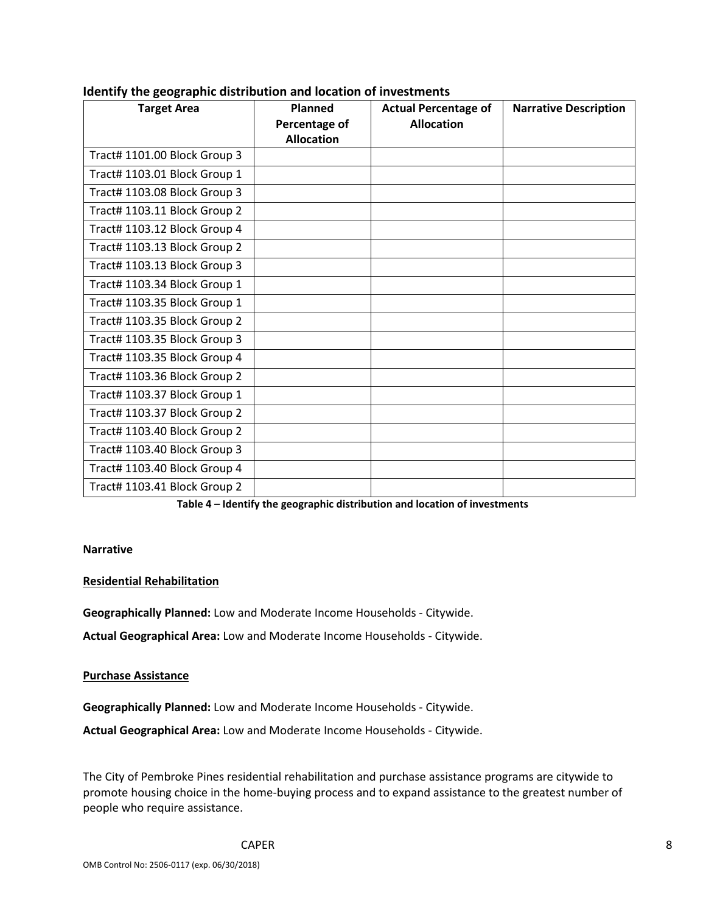## Identify the geographic distribution and location of investments

| Target Area | Planned Percentage of Allocation | Actual Percentage of Allocation | Narrative Description |
|---|---|---|---|
| Tract# 1101.00 Block Group 3 | | | |
| Tract# 1103.01 Block Group 1 | | | |
| Tract# 1103.08 Block Group 3 | | | |
| Tract# 1103.11 Block Group 2 | | | |
| Tract# 1103.12 Block Group 4 | | | |
| Tract# 1103.13 Block Group 2 | | | |
| Tract# 1103.13 Block Group 3 | | | |
| Tract# 1103.34 Block Group 1 | | | |
| Tract# 1103.35 Block Group 1 | | | |
| Tract# 1103.35 Block Group 2 | | | |
| Tract# 1103.35 Block Group 3 | | | |
| Tract# 1103.35 Block Group 4 | | | |
| Tract# 1103.36 Block Group 2 | | | |
| Tract# 1103.37 Block Group 1 | | | |
| Tract# 1103.37 Block Group 2 | | | |
| Tract# 1103.40 Block Group 2 | | | |
| Tract# 1103.40 Block Group 3 | | | |
| Tract# 1103.40 Block Group 4 | | | |
| Tract# 1103.41 Block Group 2 | | | |

**Table 4 – Identify the geographic distribution and location of investments**

**Narrative**

**Residential Rehabilitation**

**Geographically Planned:** Low and Moderate Income Households - Citywide.

**Actual Geographical Area:** Low and Moderate Income Households - Citywide.

**Purchase Assistance**

**Geographically Planned:** Low and Moderate Income Households - Citywide.

**Actual Geographical Area:** Low and Moderate Income Households - Citywide.

The City of Pembroke Pines residential rehabilitation and purchase assistance programs are citywide to promote housing choice in the home-buying process and to expand assistance to the greatest number of people who require assistance.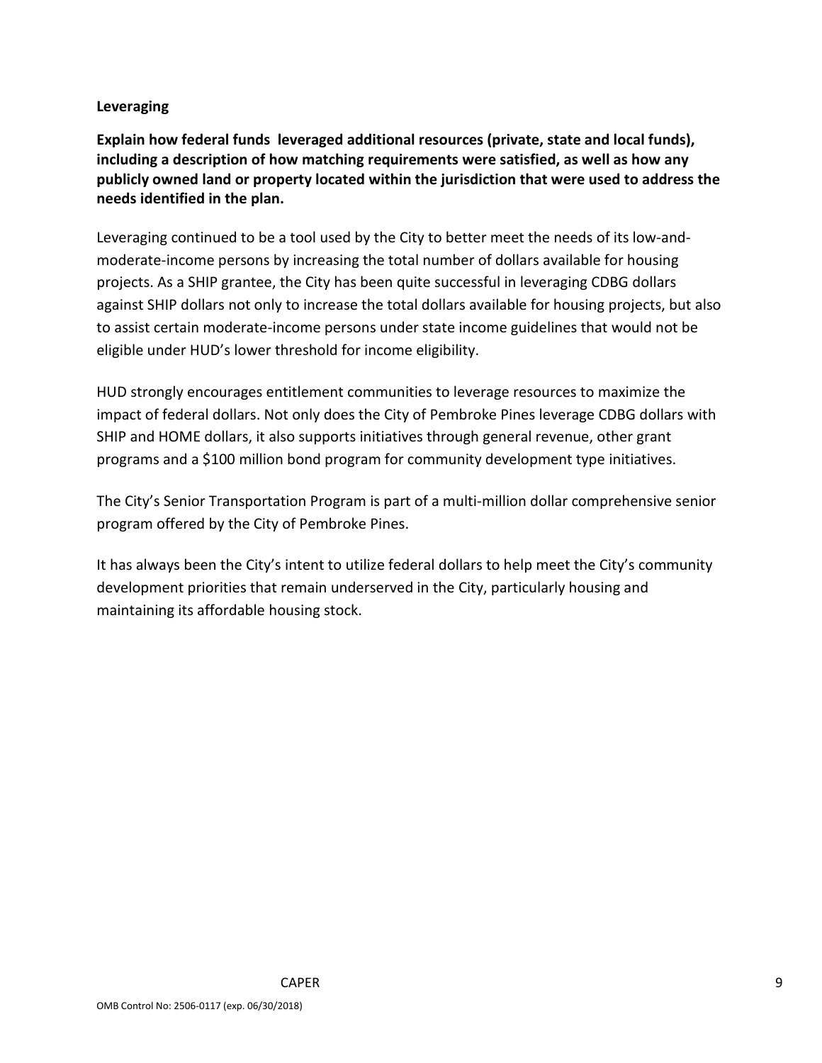**Leveraging**

**Explain how federal funds leveraged additional resources (private, state and local funds), including a description of how matching requirements were satisfied, as well as how any publicly owned land or property located within the jurisdiction that were used to address the needs identified in the plan.**

Leveraging continued to be a tool used by the City to better meet the needs of its low-and-moderate-income persons by increasing the total number of dollars available for housing projects. As a SHIP grantee, the City has been quite successful in leveraging CDBG dollars against SHIP dollars not only to increase the total dollars available for housing projects, but also to assist certain moderate-income persons under state income guidelines that would not be eligible under HUD's lower threshold for income eligibility.

HUD strongly encourages entitlement communities to leverage resources to maximize the impact of federal dollars. Not only does the City of Pembroke Pines leverage CDBG dollars with SHIP and HOME dollars, it also supports initiatives through general revenue, other grant programs and a $100 million bond program for community development type initiatives.

The City's Senior Transportation Program is part of a multi-million dollar comprehensive senior program offered by the City of Pembroke Pines.

It has always been the City's intent to utilize federal dollars to help meet the City's community development priorities that remain underserved in the City, particularly housing and maintaining its affordable housing stock.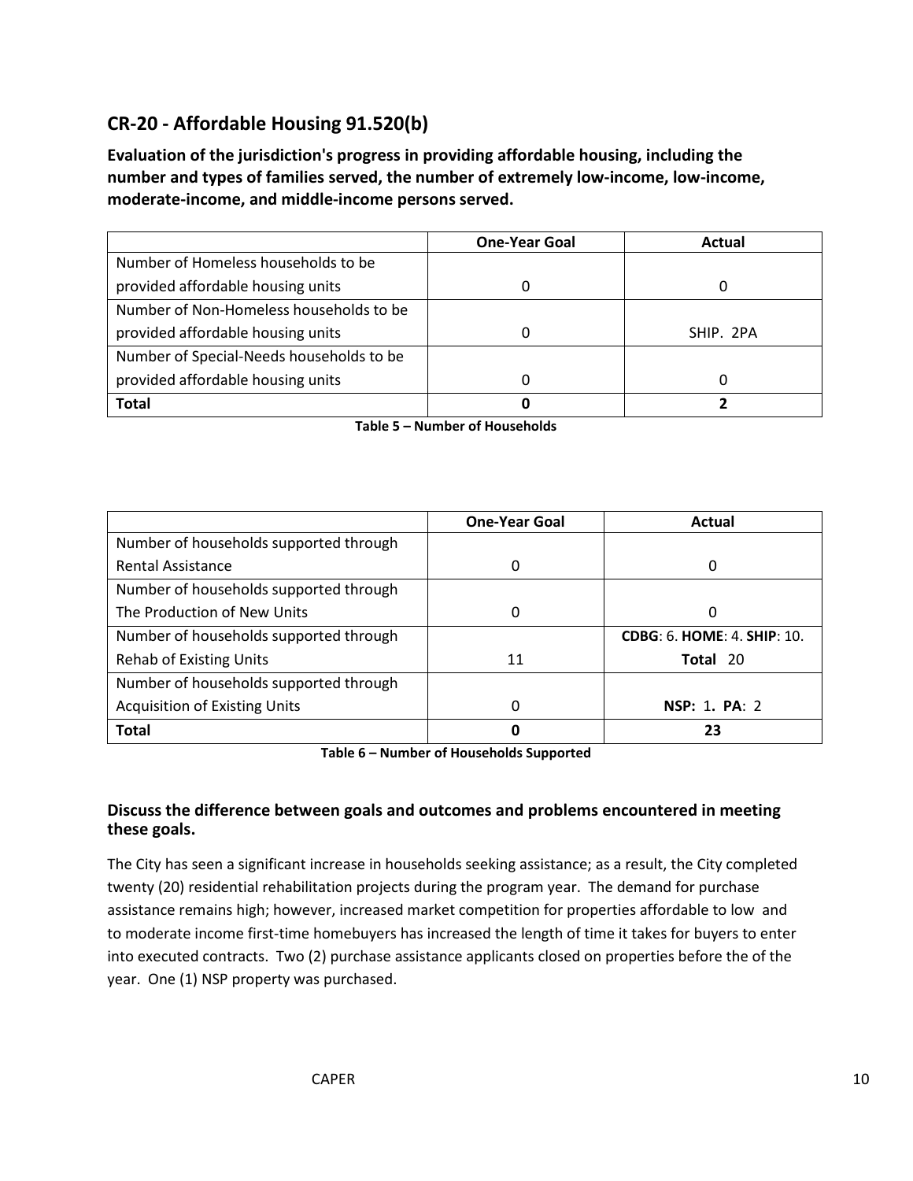## CR-20 - Affordable Housing 91.520(b)

**Evaluation of the jurisdiction's progress in providing affordable housing, including the number and types of families served, the number of extremely low-income, low-income, moderate-income, and middle-income persons served.**

| | One-Year Goal | Actual |
|---|---|---|
| Number of Homeless households to be provided affordable housing units | 0 | 0 |
| Number of Non-Homeless households to be provided affordable housing units | 0 | SHIP. 2PA |
| Number of Special-Needs households to be provided affordable housing units | 0 | 0 |
| **Total** | **0** | **2** |

**Table 5 – Number of Households**

| | One-Year Goal | Actual |
|---|---|---|
| Number of households supported through Rental Assistance | 0 | 0 |
| Number of households supported through The Production of New Units | 0 | 0 |
| Number of households supported through Rehab of Existing Units | 11 | **CDBG**: 6. **HOME**: 4. **SHIP**: 10. **Total** 20 |
| Number of households supported through Acquisition of Existing Units | 0 | **NSP:** 1**. PA**: 2 |
| **Total** | **0** | **23** |

**Table 6 – Number of Households Supported**

### Discuss the difference between goals and outcomes and problems encountered in meeting these goals.

The City has seen a significant increase in households seeking assistance; as a result, the City completed twenty (20) residential rehabilitation projects during the program year. The demand for purchase assistance remains high; however, increased market competition for properties affordable to low and to moderate income first-time homebuyers has increased the length of time it takes for buyers to enter into executed contracts. Two (2) purchase assistance applicants closed on properties before the of the year. One (1) NSP property was purchased.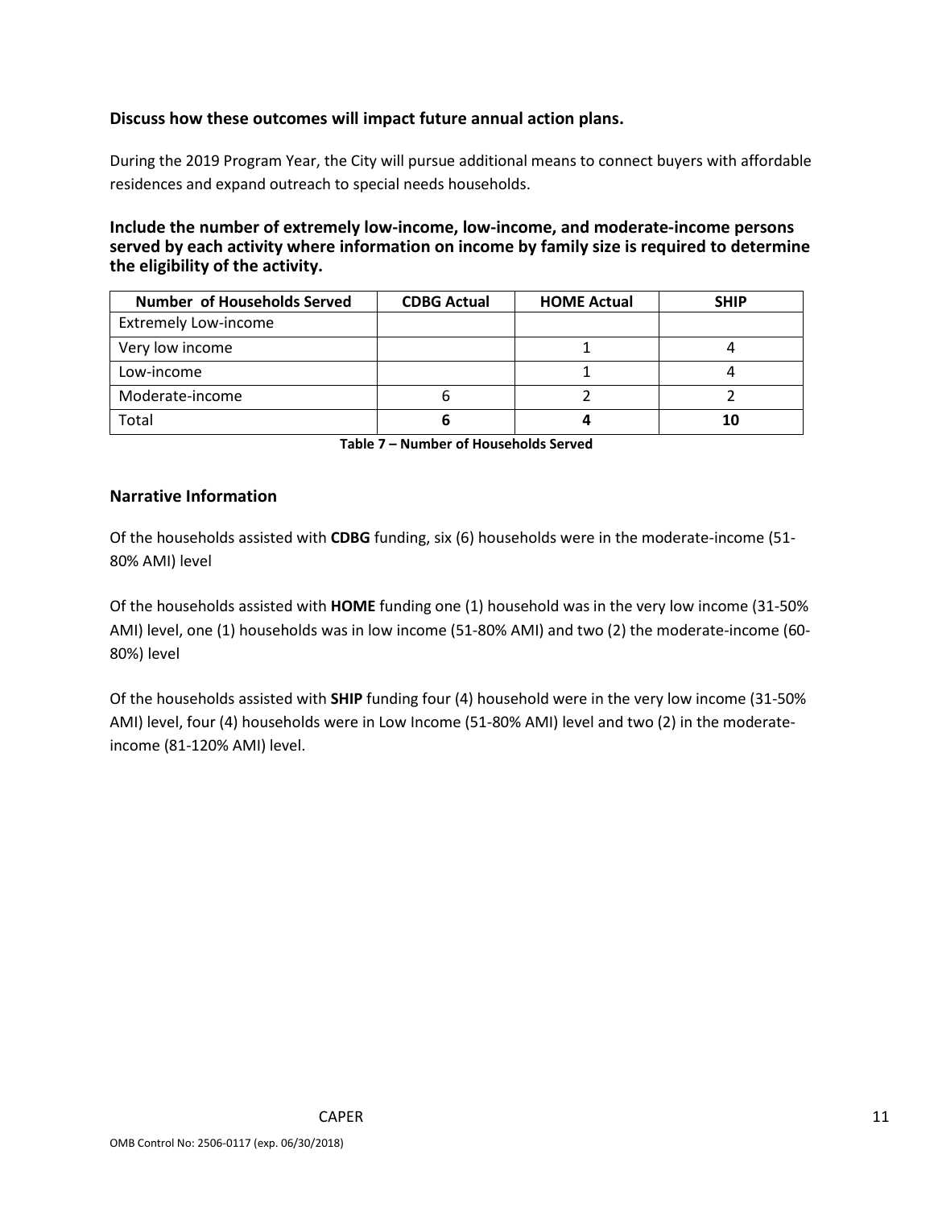**Discuss how these outcomes will impact future annual action plans.**

During the 2019 Program Year, the City will pursue additional means to connect buyers with affordable residences and expand outreach to special needs households.

**Include the number of extremely low-income, low-income, and moderate-income persons served by each activity where information on income by family size is required to determine the eligibility of the activity.**

| Number of Households Served | CDBG Actual | HOME Actual | SHIP |
|---|---|---|---|
| Extremely Low-income | | | |
| Very low income | | 1 | 4 |
| Low-income | | 1 | 4 |
| Moderate-income | 6 | 2 | 2 |
| Total | **6** | **4** | **10** |

**Table 7 – Number of Households Served**

## Narrative Information

Of the households assisted with **CDBG** funding, six (6) households were in the moderate-income (51-80% AMI) level

Of the households assisted with **HOME** funding one (1) household was in the very low income (31-50% AMI) level, one (1) households was in low income (51-80% AMI) and two (2) the moderate-income (60-80%) level

Of the households assisted with **SHIP** funding four (4) household were in the very low income (31-50% AMI) level, four (4) households were in Low Income (51-80% AMI) level and two (2) in the moderate-income (81-120% AMI) level.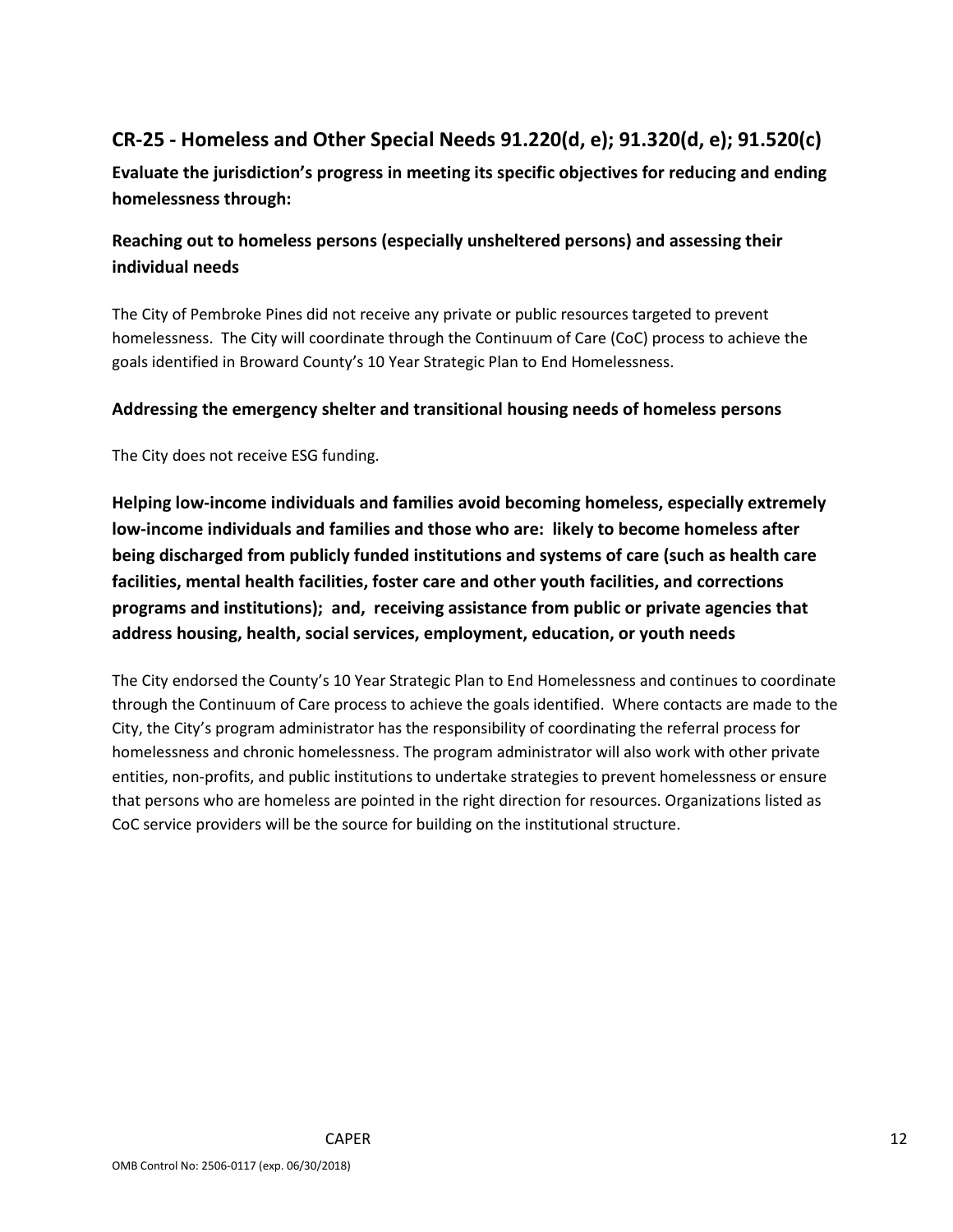## CR-25 - Homeless and Other Special Needs 91.220(d, e); 91.320(d, e); 91.520(c)

**Evaluate the jurisdiction's progress in meeting its specific objectives for reducing and ending homelessness through:**

### Reaching out to homeless persons (especially unsheltered persons) and assessing their individual needs

The City of Pembroke Pines did not receive any private or public resources targeted to prevent homelessness. The City will coordinate through the Continuum of Care (CoC) process to achieve the goals identified in Broward County's 10 Year Strategic Plan to End Homelessness.

### Addressing the emergency shelter and transitional housing needs of homeless persons

The City does not receive ESG funding.

### Helping low-income individuals and families avoid becoming homeless, especially extremely low-income individuals and families and those who are: likely to become homeless after being discharged from publicly funded institutions and systems of care (such as health care facilities, mental health facilities, foster care and other youth facilities, and corrections programs and institutions); and, receiving assistance from public or private agencies that address housing, health, social services, employment, education, or youth needs

The City endorsed the County's 10 Year Strategic Plan to End Homelessness and continues to coordinate through the Continuum of Care process to achieve the goals identified. Where contacts are made to the City, the City's program administrator has the responsibility of coordinating the referral process for homelessness and chronic homelessness. The program administrator will also work with other private entities, non-profits, and public institutions to undertake strategies to prevent homelessness or ensure that persons who are homeless are pointed in the right direction for resources. Organizations listed as CoC service providers will be the source for building on the institutional structure.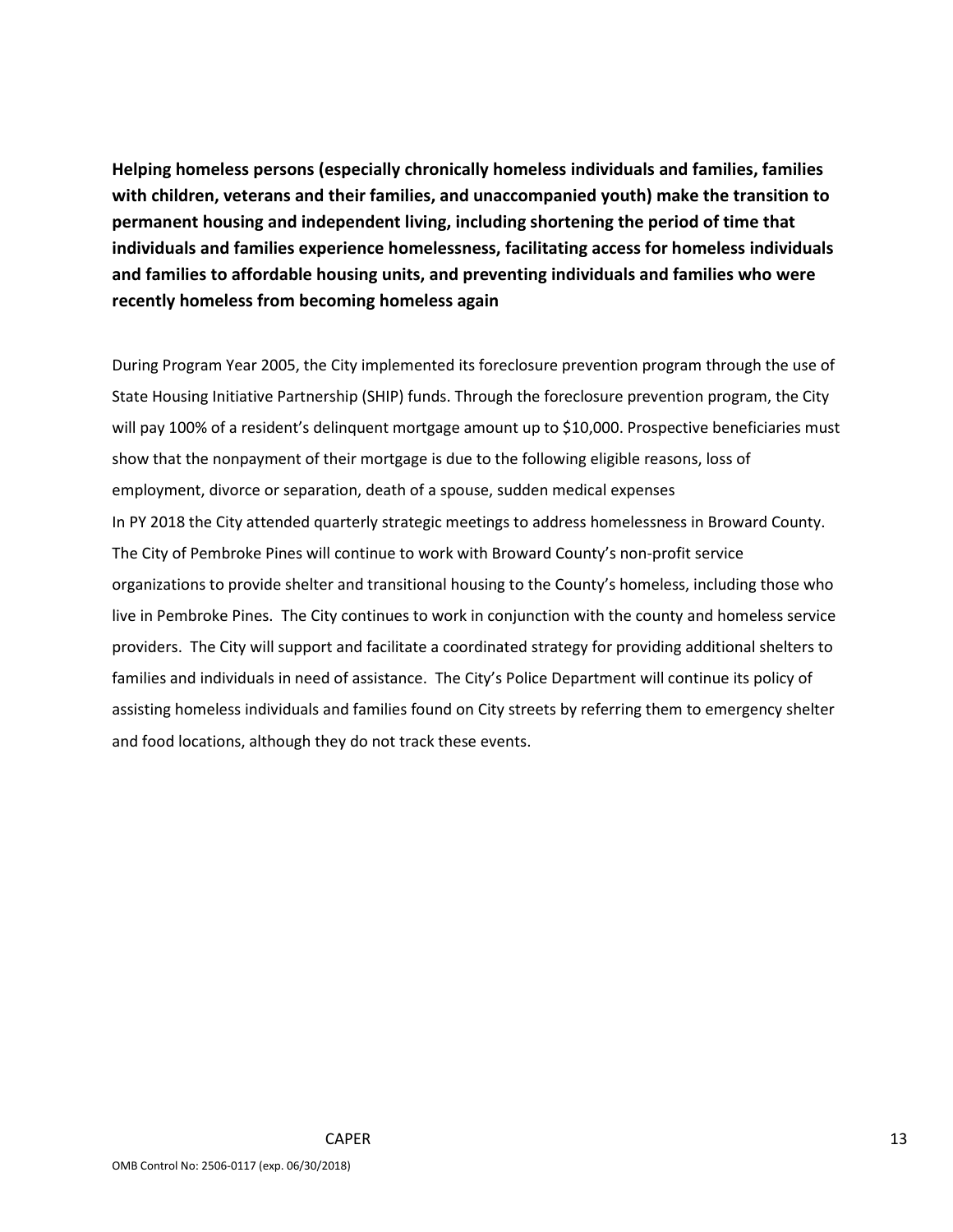**Helping homeless persons (especially chronically homeless individuals and families, families with children, veterans and their families, and unaccompanied youth) make the transition to permanent housing and independent living, including shortening the period of time that individuals and families experience homelessness, facilitating access for homeless individuals and families to affordable housing units, and preventing individuals and families who were recently homeless from becoming homeless again**

During Program Year 2005, the City implemented its foreclosure prevention program through the use of State Housing Initiative Partnership (SHIP) funds. Through the foreclosure prevention program, the City will pay 100% of a resident's delinquent mortgage amount up to $10,000. Prospective beneficiaries must show that the nonpayment of their mortgage is due to the following eligible reasons, loss of employment, divorce or separation, death of a spouse, sudden medical expenses
In PY 2018 the City attended quarterly strategic meetings to address homelessness in Broward County. The City of Pembroke Pines will continue to work with Broward County's non-profit service organizations to provide shelter and transitional housing to the County's homeless, including those who live in Pembroke Pines. The City continues to work in conjunction with the county and homeless service providers. The City will support and facilitate a coordinated strategy for providing additional shelters to families and individuals in need of assistance. The City's Police Department will continue its policy of assisting homeless individuals and families found on City streets by referring them to emergency shelter and food locations, although they do not track these events.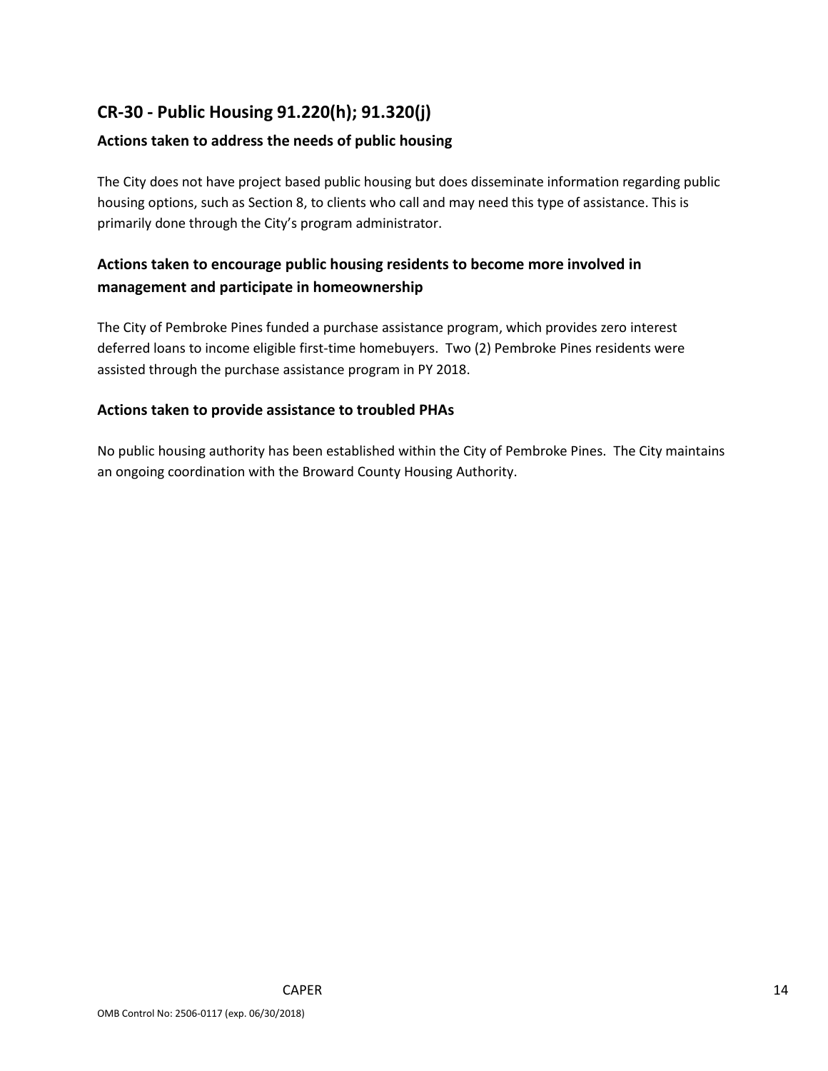## CR-30 - Public Housing 91.220(h); 91.320(j)

### Actions taken to address the needs of public housing

The City does not have project based public housing but does disseminate information regarding public housing options, such as Section 8, to clients who call and may need this type of assistance. This is primarily done through the City's program administrator.

### Actions taken to encourage public housing residents to become more involved in management and participate in homeownership

The City of Pembroke Pines funded a purchase assistance program, which provides zero interest deferred loans to income eligible first-time homebuyers. Two (2) Pembroke Pines residents were assisted through the purchase assistance program in PY 2018.

### Actions taken to provide assistance to troubled PHAs

No public housing authority has been established within the City of Pembroke Pines. The City maintains an ongoing coordination with the Broward County Housing Authority.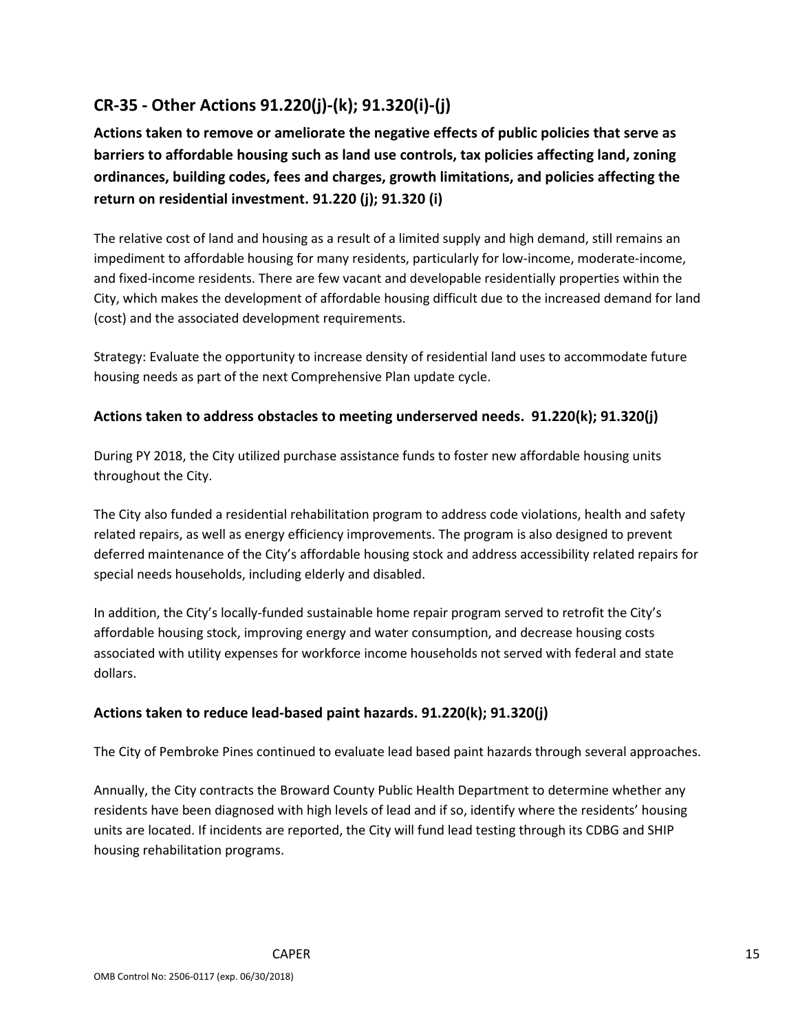## CR-35 - Other Actions 91.220(j)-(k); 91.320(i)-(j)

### Actions taken to remove or ameliorate the negative effects of public policies that serve as barriers to affordable housing such as land use controls, tax policies affecting land, zoning ordinances, building codes, fees and charges, growth limitations, and policies affecting the return on residential investment. 91.220 (j); 91.320 (i)

The relative cost of land and housing as a result of a limited supply and high demand, still remains an impediment to affordable housing for many residents, particularly for low-income, moderate-income, and fixed-income residents. There are few vacant and developable residentially properties within the City, which makes the development of affordable housing difficult due to the increased demand for land (cost) and the associated development requirements.

Strategy: Evaluate the opportunity to increase density of residential land uses to accommodate future housing needs as part of the next Comprehensive Plan update cycle.

### Actions taken to address obstacles to meeting underserved needs. 91.220(k); 91.320(j)

During PY 2018, the City utilized purchase assistance funds to foster new affordable housing units throughout the City.

The City also funded a residential rehabilitation program to address code violations, health and safety related repairs, as well as energy efficiency improvements. The program is also designed to prevent deferred maintenance of the City's affordable housing stock and address accessibility related repairs for special needs households, including elderly and disabled.

In addition, the City's locally-funded sustainable home repair program served to retrofit the City's affordable housing stock, improving energy and water consumption, and decrease housing costs associated with utility expenses for workforce income households not served with federal and state dollars.

### Actions taken to reduce lead-based paint hazards. 91.220(k); 91.320(j)

The City of Pembroke Pines continued to evaluate lead based paint hazards through several approaches.

Annually, the City contracts the Broward County Public Health Department to determine whether any residents have been diagnosed with high levels of lead and if so, identify where the residents' housing units are located. If incidents are reported, the City will fund lead testing through its CDBG and SHIP housing rehabilitation programs.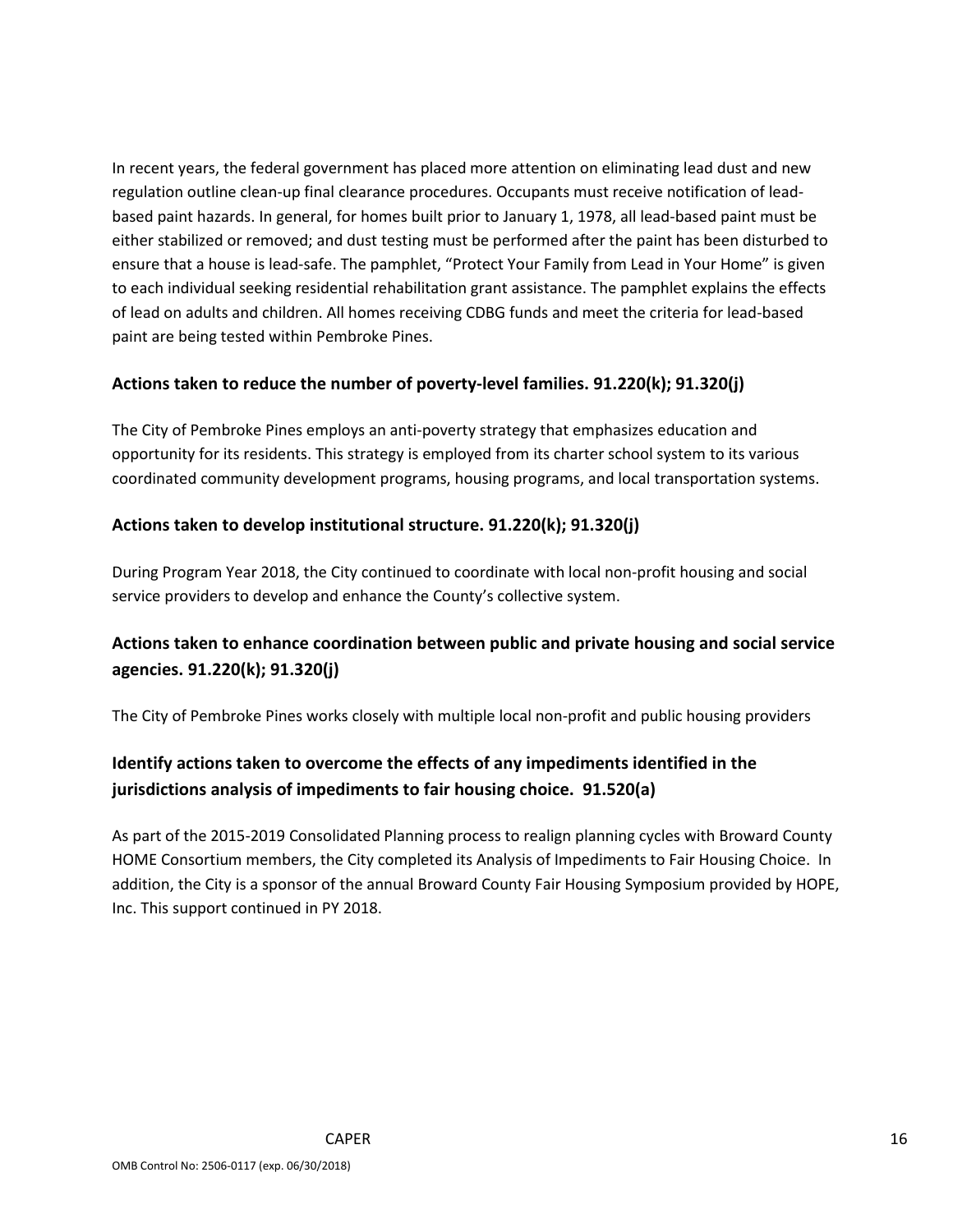In recent years, the federal government has placed more attention on eliminating lead dust and new regulation outline clean-up final clearance procedures. Occupants must receive notification of lead-based paint hazards. In general, for homes built prior to January 1, 1978, all lead-based paint must be either stabilized or removed; and dust testing must be performed after the paint has been disturbed to ensure that a house is lead-safe. The pamphlet, "Protect Your Family from Lead in Your Home" is given to each individual seeking residential rehabilitation grant assistance. The pamphlet explains the effects of lead on adults and children. All homes receiving CDBG funds and meet the criteria for lead-based paint are being tested within Pembroke Pines.

## Actions taken to reduce the number of poverty-level families. 91.220(k); 91.320(j)

The City of Pembroke Pines employs an anti-poverty strategy that emphasizes education and opportunity for its residents. This strategy is employed from its charter school system to its various coordinated community development programs, housing programs, and local transportation systems.

## Actions taken to develop institutional structure. 91.220(k); 91.320(j)

During Program Year 2018, the City continued to coordinate with local non-profit housing and social service providers to develop and enhance the County's collective system.

## Actions taken to enhance coordination between public and private housing and social service agencies. 91.220(k); 91.320(j)

The City of Pembroke Pines works closely with multiple local non-profit and public housing providers

## Identify actions taken to overcome the effects of any impediments identified in the jurisdictions analysis of impediments to fair housing choice. 91.520(a)

As part of the 2015-2019 Consolidated Planning process to realign planning cycles with Broward County HOME Consortium members, the City completed its Analysis of Impediments to Fair Housing Choice. In addition, the City is a sponsor of the annual Broward County Fair Housing Symposium provided by HOPE, Inc. This support continued in PY 2018.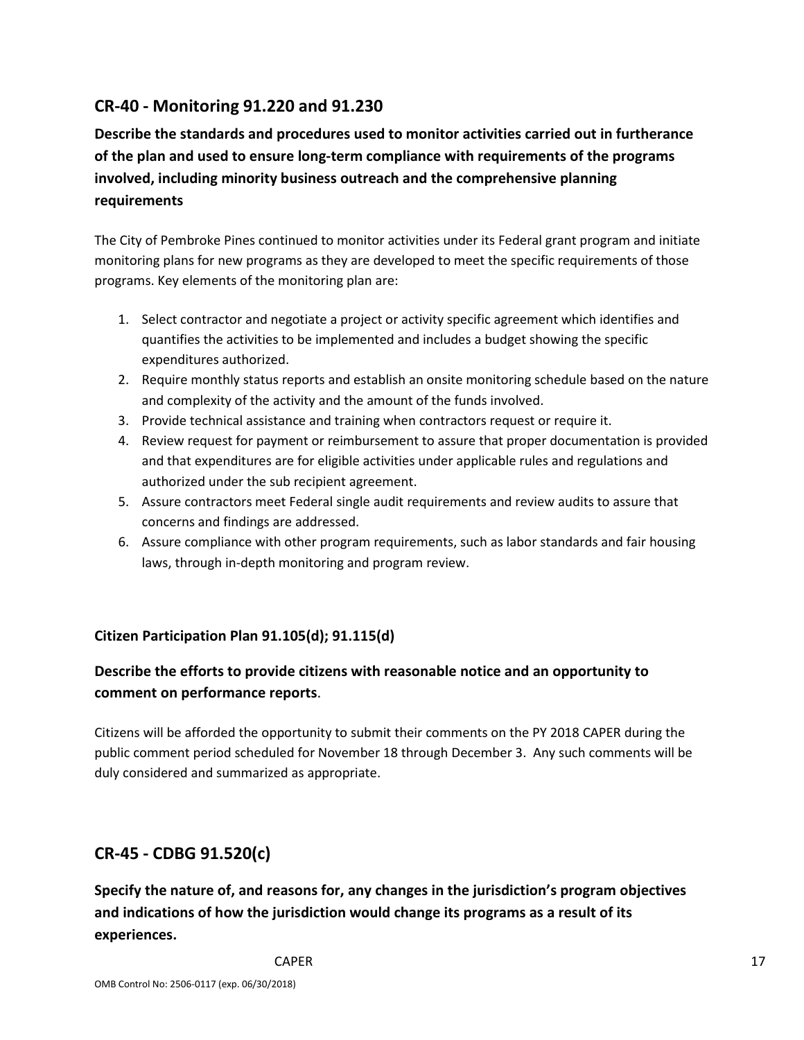## CR-40 - Monitoring 91.220 and 91.230

**Describe the standards and procedures used to monitor activities carried out in furtherance of the plan and used to ensure long-term compliance with requirements of the programs involved, including minority business outreach and the comprehensive planning requirements**

The City of Pembroke Pines continued to monitor activities under its Federal grant program and initiate monitoring plans for new programs as they are developed to meet the specific requirements of those programs. Key elements of the monitoring plan are:

1. Select contractor and negotiate a project or activity specific agreement which identifies and quantifies the activities to be implemented and includes a budget showing the specific expenditures authorized.
2. Require monthly status reports and establish an onsite monitoring schedule based on the nature and complexity of the activity and the amount of the funds involved.
3. Provide technical assistance and training when contractors request or require it.
4. Review request for payment or reimbursement to assure that proper documentation is provided and that expenditures are for eligible activities under applicable rules and regulations and authorized under the sub recipient agreement.
5. Assure contractors meet Federal single audit requirements and review audits to assure that concerns and findings are addressed.
6. Assure compliance with other program requirements, such as labor standards and fair housing laws, through in-depth monitoring and program review.

### Citizen Participation Plan 91.105(d); 91.115(d)

**Describe the efforts to provide citizens with reasonable notice and an opportunity to comment on performance reports**.

Citizens will be afforded the opportunity to submit their comments on the PY 2018 CAPER during the public comment period scheduled for November 18 through December 3. Any such comments will be duly considered and summarized as appropriate.

## CR-45 - CDBG 91.520(c)

**Specify the nature of, and reasons for, any changes in the jurisdiction's program objectives and indications of how the jurisdiction would change its programs as a result of its experiences.**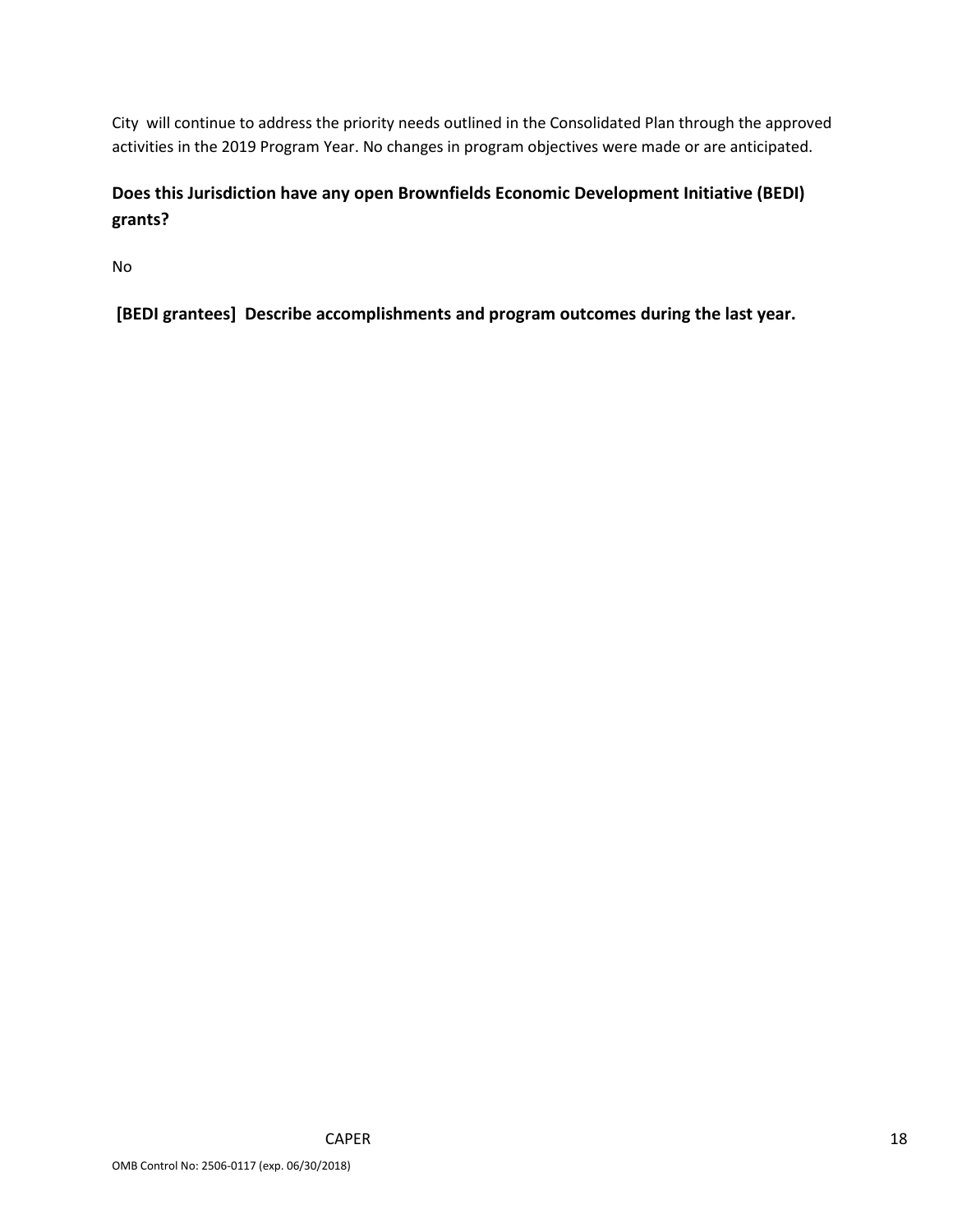City  will continue to address the priority needs outlined in the Consolidated Plan through the approved activities in the 2019 Program Year. No changes in program objectives were made or are anticipated.

**Does this Jurisdiction have any open Brownfields Economic Development Initiative (BEDI) grants?**

No

**[BEDI grantees]  Describe accomplishments and program outcomes during the last year.**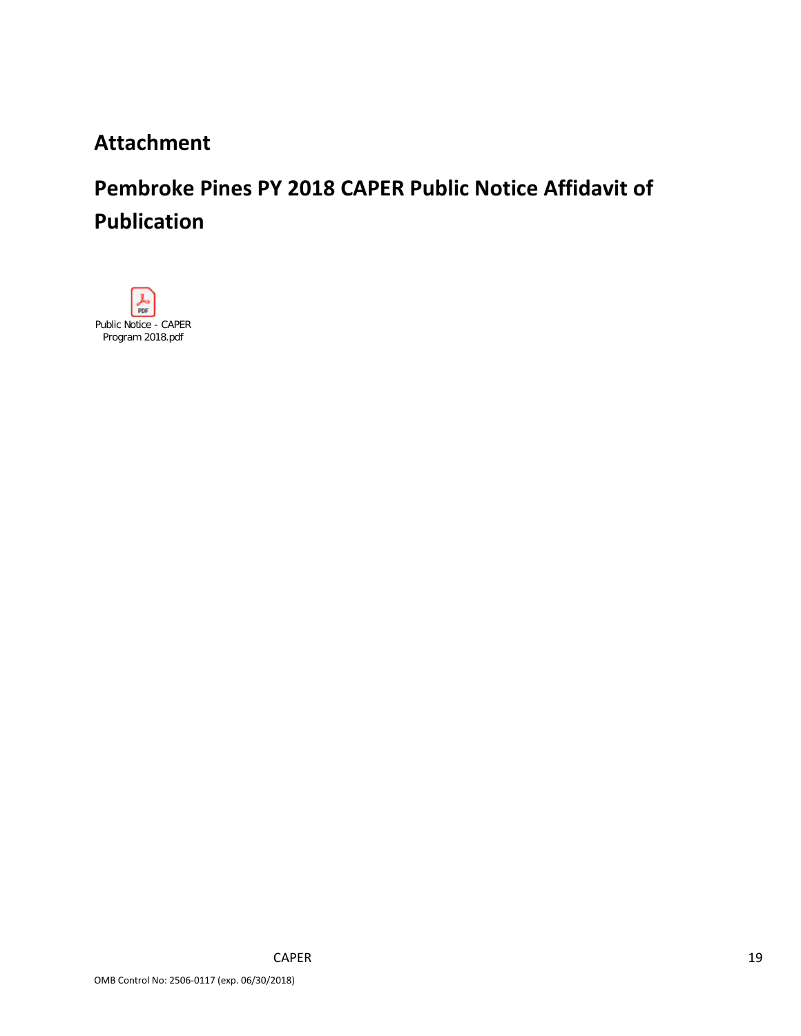## Attachment

## Pembroke Pines PY 2018 CAPER Public Notice Affidavit of Publication

Public Notice - CAPER Program 2018.pdf